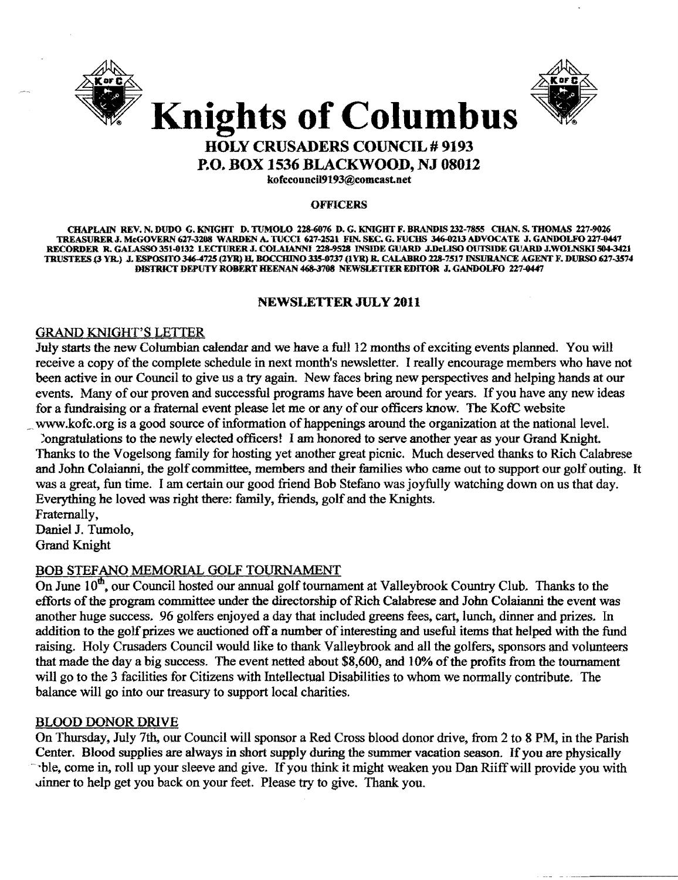# Knights of Columbus

## HOLY CRUSADERS COUNCIL # 9193
## P.O. BOX 1536 BLACKWOOD, NJ 08012

kofccouncil9193@comcast.net

**OFFICERS**

CHAPLAIN REV. N. DUDO G. KNIGHT D. TUMOLO 228-6076 D. G. KNIGHT F. BRANDIS 232-7855 CHAN. S. THOMAS 227-9026 TREASURER J. McGOVERN 627-3208 WARDEN A. TUCCI 627-2521 FIN. SEC. G. FUCHS 346-0213 ADVOCATE J. GANDOLFO 227-0447 RECORDER R. GALASSO 351-0132 LECTURER J. COLAIANNI 228-9528 INSIDE GUARD J.DeLISO OUTSIDE GUARD J.WOLNSKI 504-3421 TRUSTEES (3 YR.) J. ESPOSITO 346-4725 (2YR) H. BOCCHINO 335-0737 (1YR) R. CALABRO 228-7517 INSURANCE AGENT F. DURSO 627-3574 DISTRICT DEPUTY ROBERT HEENAN 468-3708 NEWSLETTER EDITOR J. GANDOLFO 227-0447

### NEWSLETTER JULY 2011

#### GRAND KNIGHT'S LETTER

July starts the new Columbian calendar and we have a full 12 months of exciting events planned. You will receive a copy of the complete schedule in next month's newsletter. I really encourage members who have not been active in our Council to give us a try again. New faces bring new perspectives and helping hands at our events. Many of our proven and successful programs have been around for years. If you have any new ideas for a fundraising or a fraternal event please let me or any of our officers know. The KofC website www.kofc.org is a good source of information of happenings around the organization at the national level. Congratulations to the newly elected officers! I am honored to serve another year as your Grand Knight. Thanks to the Vogelsong family for hosting yet another great picnic. Much deserved thanks to Rich Calabrese and John Colaianni, the golf committee, members and their families who came out to support our golf outing. It was a great, fun time. I am certain our good friend Bob Stefano was joyfully watching down on us that day. Everything he loved was right there: family, friends, golf and the Knights.

Fraternally,
Daniel J. Tumolo,
Grand Knight

#### BOB STEFANO MEMORIAL GOLF TOURNAMENT

On June 10th, our Council hosted our annual golf tournament at Valleybrook Country Club. Thanks to the efforts of the program committee under the directorship of Rich Calabrese and John Colaianni the event was another huge success. 96 golfers enjoyed a day that included greens fees, cart, lunch, dinner and prizes. In addition to the golf prizes we auctioned off a number of interesting and useful items that helped with the fund raising. Holy Crusaders Council would like to thank Valleybrook and all the golfers, sponsors and volunteers that made the day a big success. The event netted about $8,600, and 10% of the profits from the tournament will go to the 3 facilities for Citizens with Intellectual Disabilities to whom we normally contribute. The balance will go into our treasury to support local charities.

#### BLOOD DONOR DRIVE

On Thursday, July 7th, our Council will sponsor a Red Cross blood donor drive, from 2 to 8 PM, in the Parish Center. Blood supplies are always in short supply during the summer vacation season. If you are physically able, come in, roll up your sleeve and give. If you think it might weaken you Dan Riiff will provide you with dinner to help get you back on your feet. Please try to give. Thank you.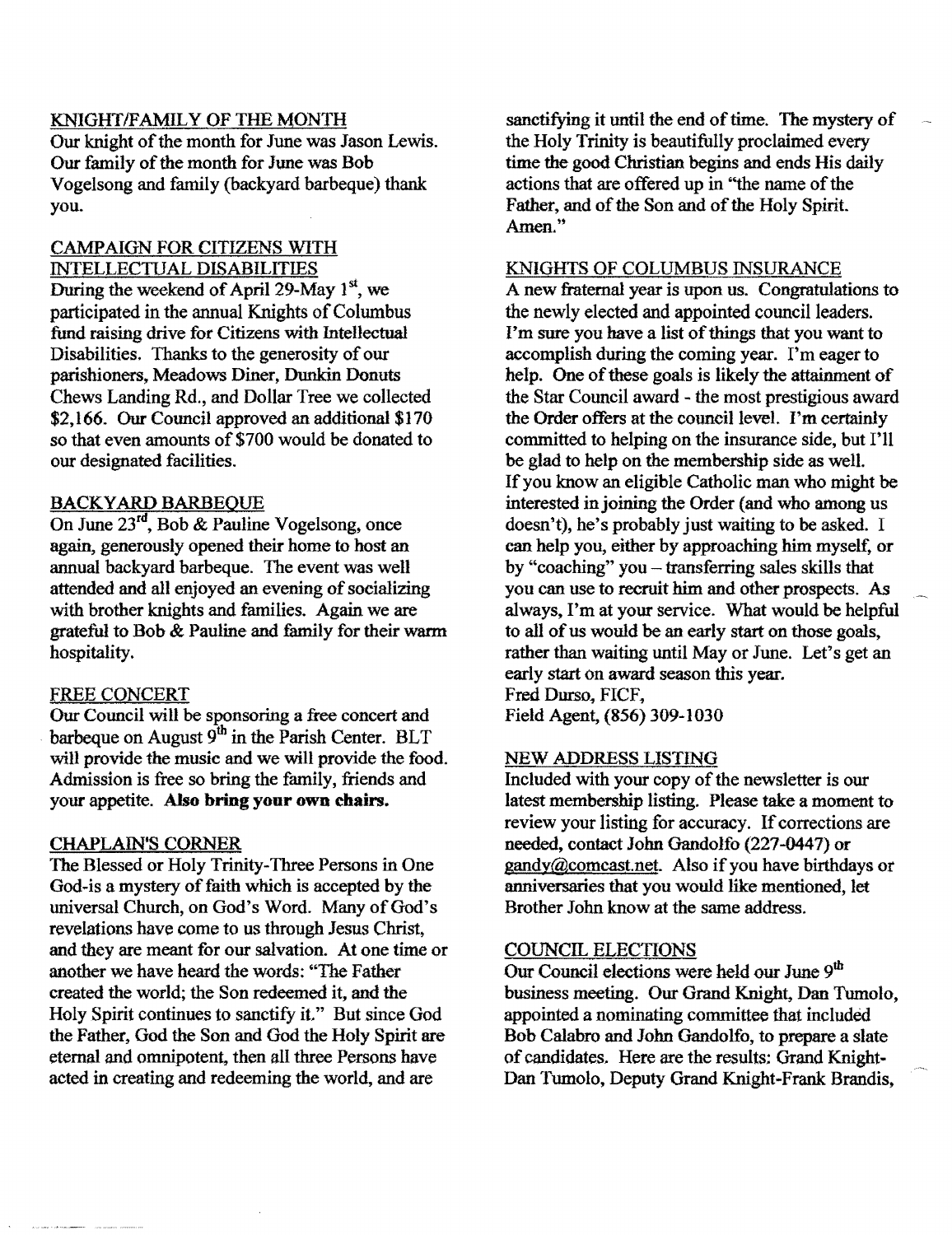## KNIGHT/FAMILY OF THE MONTH

Our knight of the month for June was Jason Lewis. Our family of the month for June was Bob Vogelsong and family (backyard barbeque) thank you.

## CAMPAIGN FOR CITIZENS WITH INTELLECTUAL DISABILITIES

During the weekend of April 29-May 1st, we participated in the annual Knights of Columbus fund raising drive for Citizens with Intellectual Disabilities. Thanks to the generosity of our parishioners, Meadows Diner, Dunkin Donuts Chews Landing Rd., and Dollar Tree we collected $2,166. Our Council approved an additional $170 so that even amounts of $700 would be donated to our designated facilities.

## BACKYARD BARBEQUE

On June 23rd, Bob & Pauline Vogelsong, once again, generously opened their home to host an annual backyard barbeque. The event was well attended and all enjoyed an evening of socializing with brother knights and families. Again we are grateful to Bob & Pauline and family for their warm hospitality.

## FREE CONCERT

Our Council will be sponsoring a free concert and barbeque on August 9th in the Parish Center. BLT will provide the music and we will provide the food. Admission is free so bring the family, friends and your appetite. **Also bring your own chairs.**

## CHAPLAIN'S CORNER

The Blessed or Holy Trinity-Three Persons in One God-is a mystery of faith which is accepted by the universal Church, on God's Word. Many of God's revelations have come to us through Jesus Christ, and they are meant for our salvation. At one time or another we have heard the words: "The Father created the world; the Son redeemed it, and the Holy Spirit continues to sanctify it." But since God the Father, God the Son and God the Holy Spirit are eternal and omnipotent, then all three Persons have acted in creating and redeeming the world, and are sanctifying it until the end of time. The mystery of the Holy Trinity is beautifully proclaimed every time the good Christian begins and ends His daily actions that are offered up in "the name of the Father, and of the Son and of the Holy Spirit. Amen."

## KNIGHTS OF COLUMBUS INSURANCE

A new fraternal year is upon us. Congratulations to the newly elected and appointed council leaders. I'm sure you have a list of things that you want to accomplish during the coming year. I'm eager to help. One of these goals is likely the attainment of the Star Council award - the most prestigious award the Order offers at the council level. I'm certainly committed to helping on the insurance side, but I'll be glad to help on the membership side as well. If you know an eligible Catholic man who might be interested in joining the Order (and who among us doesn't), he's probably just waiting to be asked. I can help you, either by approaching him myself, or by "coaching" you – transferring sales skills that you can use to recruit him and other prospects. As always, I'm at your service. What would be helpful to all of us would be an early start on those goals, rather than waiting until May or June. Let's get an early start on award season this year.

Fred Durso, FICF,
Field Agent, (856) 309-1030

## NEW ADDRESS LISTING

Included with your copy of the newsletter is our latest membership listing. Please take a moment to review your listing for accuracy. If corrections are needed, contact John Gandolfo (227-0447) or gandy@comcast.net. Also if you have birthdays or anniversaries that you would like mentioned, let Brother John know at the same address.

## COUNCIL ELECTIONS

Our Council elections were held our June 9th business meeting. Our Grand Knight, Dan Tumolo, appointed a nominating committee that included Bob Calabro and John Gandolfo, to prepare a slate of candidates. Here are the results: Grand Knight-Dan Tumolo, Deputy Grand Knight-Frank Brandis,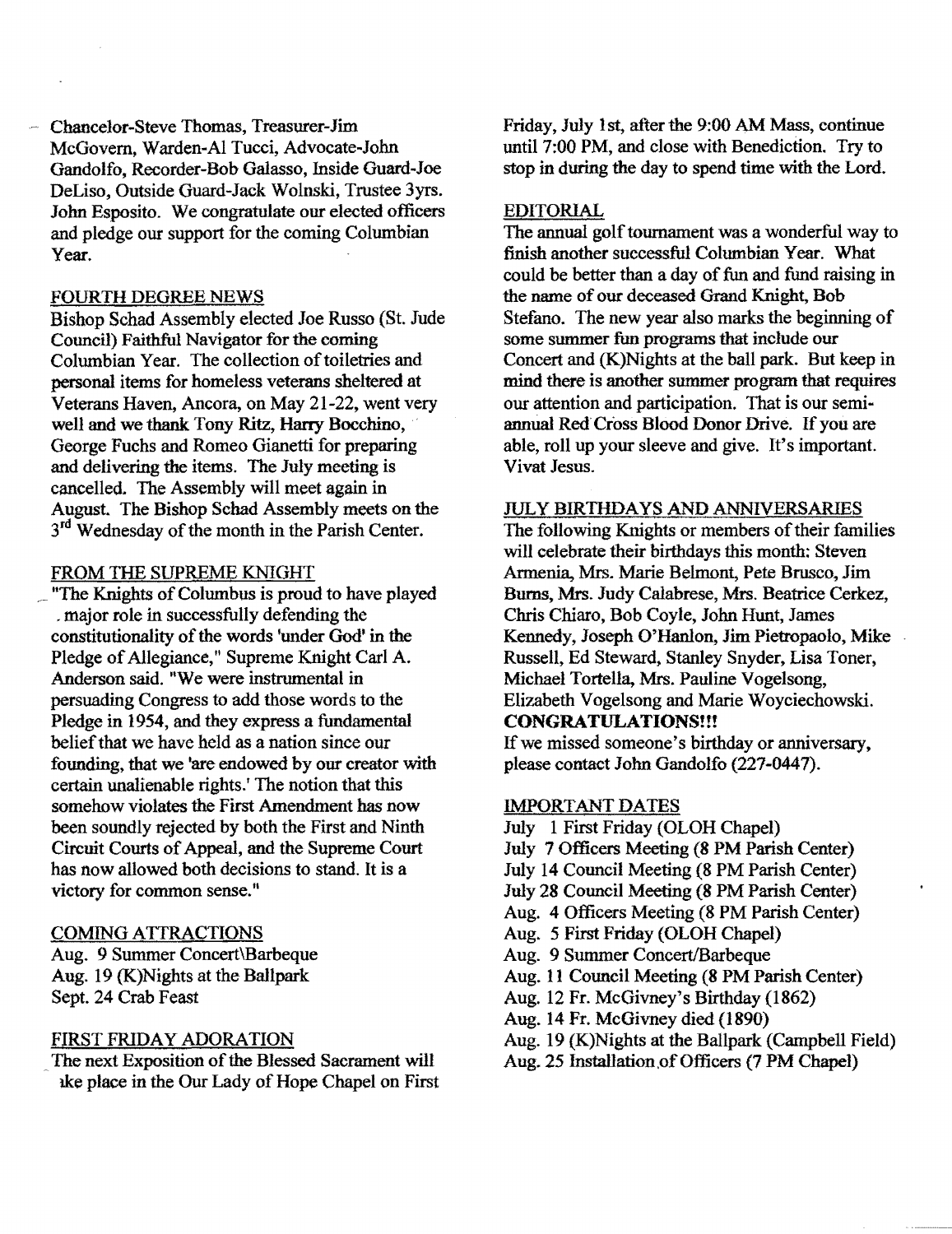Chancelor-Steve Thomas, Treasurer-Jim McGovern, Warden-Al Tucci, Advocate-John Gandolfo, Recorder-Bob Galasso, Inside Guard-Joe DeLiso, Outside Guard-Jack Wolnski, Trustee 3yrs. John Esposito. We congratulate our elected officers and pledge our support for the coming Columbian Year.

## FOURTH DEGREE NEWS

Bishop Schad Assembly elected Joe Russo (St. Jude Council) Faithful Navigator for the coming Columbian Year. The collection of toiletries and personal items for homeless veterans sheltered at Veterans Haven, Ancora, on May 21-22, went very well and we thank Tony Ritz, Harry Bocchino, George Fuchs and Romeo Gianetti for preparing and delivering the items. The July meeting is cancelled. The Assembly will meet again in August. The Bishop Schad Assembly meets on the 3rd Wednesday of the month in the Parish Center.

## FROM THE SUPREME KNIGHT

"The Knights of Columbus is proud to have played a major role in successfully defending the constitutionality of the words 'under God' in the Pledge of Allegiance," Supreme Knight Carl A. Anderson said. "We were instrumental in persuading Congress to add those words to the Pledge in 1954, and they express a fundamental belief that we have held as a nation since our founding, that we 'are endowed by our creator with certain unalienable rights.' The notion that this somehow violates the First Amendment has now been soundly rejected by both the First and Ninth Circuit Courts of Appeal, and the Supreme Court has now allowed both decisions to stand. It is a victory for common sense."

## COMING ATTRACTIONS

Aug. 9 Summer Concert\Barbeque
Aug. 19 (K)Nights at the Ballpark
Sept. 24 Crab Feast

## FIRST FRIDAY ADORATION

The next Exposition of the Blessed Sacrament will take place in the Our Lady of Hope Chapel on First Friday, July 1st, after the 9:00 AM Mass, continue until 7:00 PM, and close with Benediction. Try to stop in during the day to spend time with the Lord.

## EDITORIAL

The annual golf tournament was a wonderful way to finish another successful Columbian Year. What could be better than a day of fun and fund raising in the name of our deceased Grand Knight, Bob Stefano. The new year also marks the beginning of some summer fun programs that include our Concert and (K)Nights at the ball park. But keep in mind there is another summer program that requires our attention and participation. That is our semi-annual Red Cross Blood Donor Drive. If you are able, roll up your sleeve and give. It's important. Vivat Jesus.

## JULY BIRTHDAYS AND ANNIVERSARIES

The following Knights or members of their families will celebrate their birthdays this month: Steven Armenia, Mrs. Marie Belmont, Pete Brusco, Jim Burns, Mrs. Judy Calabrese, Mrs. Beatrice Cerkez, Chris Chiaro, Bob Coyle, John Hunt, James Kennedy, Joseph O'Hanlon, Jim Pietropaolo, Mike Russell, Ed Steward, Stanley Snyder, Lisa Toner, Michael Tortella, Mrs. Pauline Vogelsong, Elizabeth Vogelsong and Marie Woyciechowski.

**CONGRATULATIONS!!!**

If we missed someone's birthday or anniversary, please contact John Gandolfo (227-0447).

## IMPORTANT DATES

July 1 First Friday (OLOH Chapel)
July 7 Officers Meeting (8 PM Parish Center)
July 14 Council Meeting (8 PM Parish Center)
July 28 Council Meeting (8 PM Parish Center)
Aug. 4 Officers Meeting (8 PM Parish Center)
Aug. 5 First Friday (OLOH Chapel)
Aug. 9 Summer Concert/Barbeque
Aug. 11 Council Meeting (8 PM Parish Center)
Aug. 12 Fr. McGivney's Birthday (1862)
Aug. 14 Fr. McGivney died (1890)
Aug. 19 (K)Nights at the Ballpark (Campbell Field)
Aug. 25 Installation of Officers (7 PM Chapel)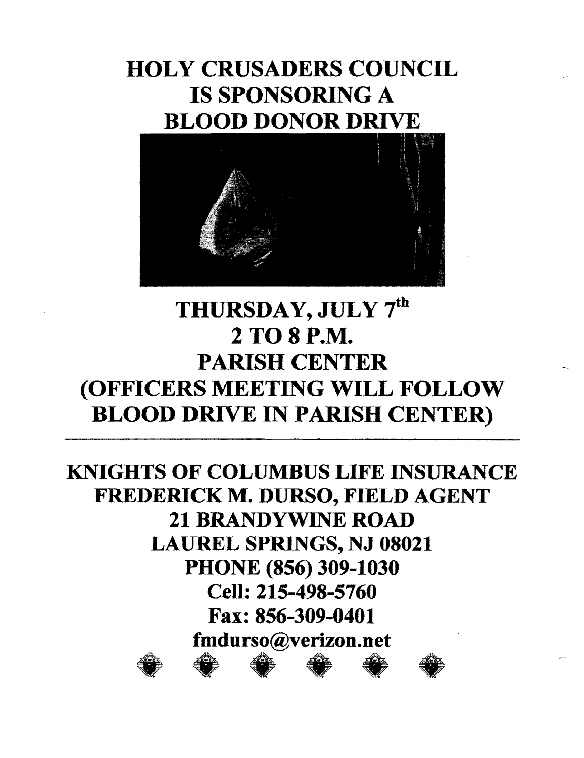# HOLY CRUSADERS COUNCIL IS SPONSORING A BLOOD DONOR DRIVE

## THURSDAY, JULY 7th
## 2 TO 8 P.M.
## PARISH CENTER
## (OFFICERS MEETING WILL FOLLOW BLOOD DRIVE IN PARISH CENTER)

---

**KNIGHTS OF COLUMBUS LIFE INSURANCE**
**FREDERICK M. DURSO, FIELD AGENT**
**21 BRANDYWINE ROAD**
**LAUREL SPRINGS, NJ 08021**
**PHONE (856) 309-1030**
**Cell: 215-498-5760**
**Fax: 856-309-0401**
**fmdurso@verizon.net**